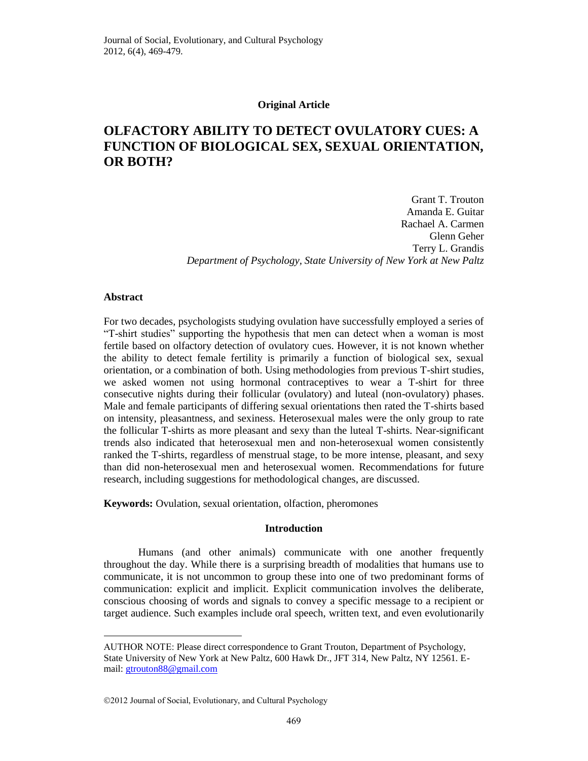**Original Article**

# OLFACTORY ABILITY TO DETECT OVULATORY CUES: A FUNCTION OF BIOLOGICAL SEX, SEXUAL ORIENTATION, OR BOTH?

Grant T. Trouton
Amanda E. Guitar
Rachael A. Carmen
Glenn Geher
Terry L. Grandis
*Department of Psychology, State University of New York at New Paltz*

## Abstract

For two decades, psychologists studying ovulation have successfully employed a series of "T-shirt studies" supporting the hypothesis that men can detect when a woman is most fertile based on olfactory detection of ovulatory cues. However, it is not known whether the ability to detect female fertility is primarily a function of biological sex, sexual orientation, or a combination of both. Using methodologies from previous T-shirt studies, we asked women not using hormonal contraceptives to wear a T-shirt for three consecutive nights during their follicular (ovulatory) and luteal (non-ovulatory) phases. Male and female participants of differing sexual orientations then rated the T-shirts based on intensity, pleasantness, and sexiness. Heterosexual males were the only group to rate the follicular T-shirts as more pleasant and sexy than the luteal T-shirts. Near-significant trends also indicated that heterosexual men and non-heterosexual women consistently ranked the T-shirts, regardless of menstrual stage, to be more intense, pleasant, and sexy than did non-heterosexual men and heterosexual women. Recommendations for future research, including suggestions for methodological changes, are discussed.

**Keywords:** Ovulation, sexual orientation, olfaction, pheromones

## Introduction

Humans (and other animals) communicate with one another frequently throughout the day. While there is a surprising breadth of modalities that humans use to communicate, it is not uncommon to group these into one of two predominant forms of communication: explicit and implicit. Explicit communication involves the deliberate, conscious choosing of words and signals to convey a specific message to a recipient or target audience. Such examples include oral speech, written text, and even evolutionarily

---

AUTHOR NOTE: Please direct correspondence to Grant Trouton, Department of Psychology, State University of New York at New Paltz, 600 Hawk Dr., JFT 314, New Paltz, NY 12561. E-mail: gtrouton88@gmail.com

©2012 Journal of Social, Evolutionary, and Cultural Psychology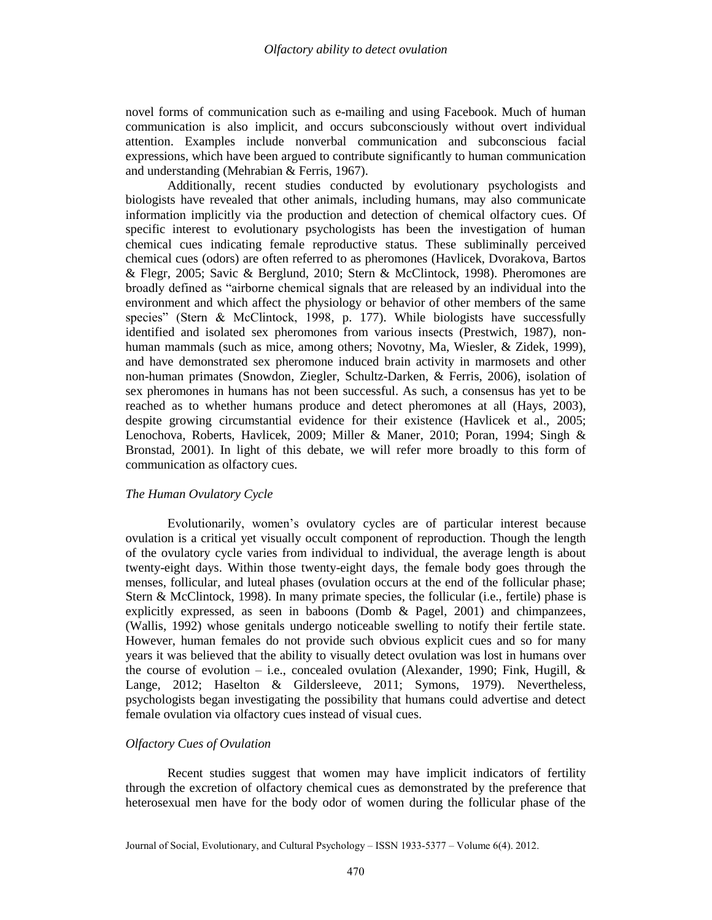novel forms of communication such as e-mailing and using Facebook. Much of human communication is also implicit, and occurs subconsciously without overt individual attention. Examples include nonverbal communication and subconscious facial expressions, which have been argued to contribute significantly to human communication and understanding (Mehrabian & Ferris, 1967).

Additionally, recent studies conducted by evolutionary psychologists and biologists have revealed that other animals, including humans, may also communicate information implicitly via the production and detection of chemical olfactory cues. Of specific interest to evolutionary psychologists has been the investigation of human chemical cues indicating female reproductive status. These subliminally perceived chemical cues (odors) are often referred to as pheromones (Havlicek, Dvorakova, Bartos & Flegr, 2005; Savic & Berglund, 2010; Stern & McClintock, 1998). Pheromones are broadly defined as "airborne chemical signals that are released by an individual into the environment and which affect the physiology or behavior of other members of the same species" (Stern & McClintock, 1998, p. 177). While biologists have successfully identified and isolated sex pheromones from various insects (Prestwich, 1987), non-human mammals (such as mice, among others; Novotny, Ma, Wiesler, & Zidek, 1999), and have demonstrated sex pheromone induced brain activity in marmosets and other non-human primates (Snowdon, Ziegler, Schultz-Darken, & Ferris, 2006), isolation of sex pheromones in humans has not been successful. As such, a consensus has yet to be reached as to whether humans produce and detect pheromones at all (Hays, 2003), despite growing circumstantial evidence for their existence (Havlicek et al., 2005; Lenochova, Roberts, Havlicek, 2009; Miller & Maner, 2010; Poran, 1994; Singh & Bronstad, 2001). In light of this debate, we will refer more broadly to this form of communication as olfactory cues.

### *The Human Ovulatory Cycle*

Evolutionarily, women's ovulatory cycles are of particular interest because ovulation is a critical yet visually occult component of reproduction. Though the length of the ovulatory cycle varies from individual to individual, the average length is about twenty-eight days. Within those twenty-eight days, the female body goes through the menses, follicular, and luteal phases (ovulation occurs at the end of the follicular phase; Stern & McClintock, 1998). In many primate species, the follicular (i.e., fertile) phase is explicitly expressed, as seen in baboons (Domb & Pagel, 2001) and chimpanzees, (Wallis, 1992) whose genitals undergo noticeable swelling to notify their fertile state. However, human females do not provide such obvious explicit cues and so for many years it was believed that the ability to visually detect ovulation was lost in humans over the course of evolution – i.e., concealed ovulation (Alexander, 1990; Fink, Hugill, & Lange, 2012; Haselton & Gildersleeve, 2011; Symons, 1979). Nevertheless, psychologists began investigating the possibility that humans could advertise and detect female ovulation via olfactory cues instead of visual cues.

### *Olfactory Cues of Ovulation*

Recent studies suggest that women may have implicit indicators of fertility through the excretion of olfactory chemical cues as demonstrated by the preference that heterosexual men have for the body odor of women during the follicular phase of the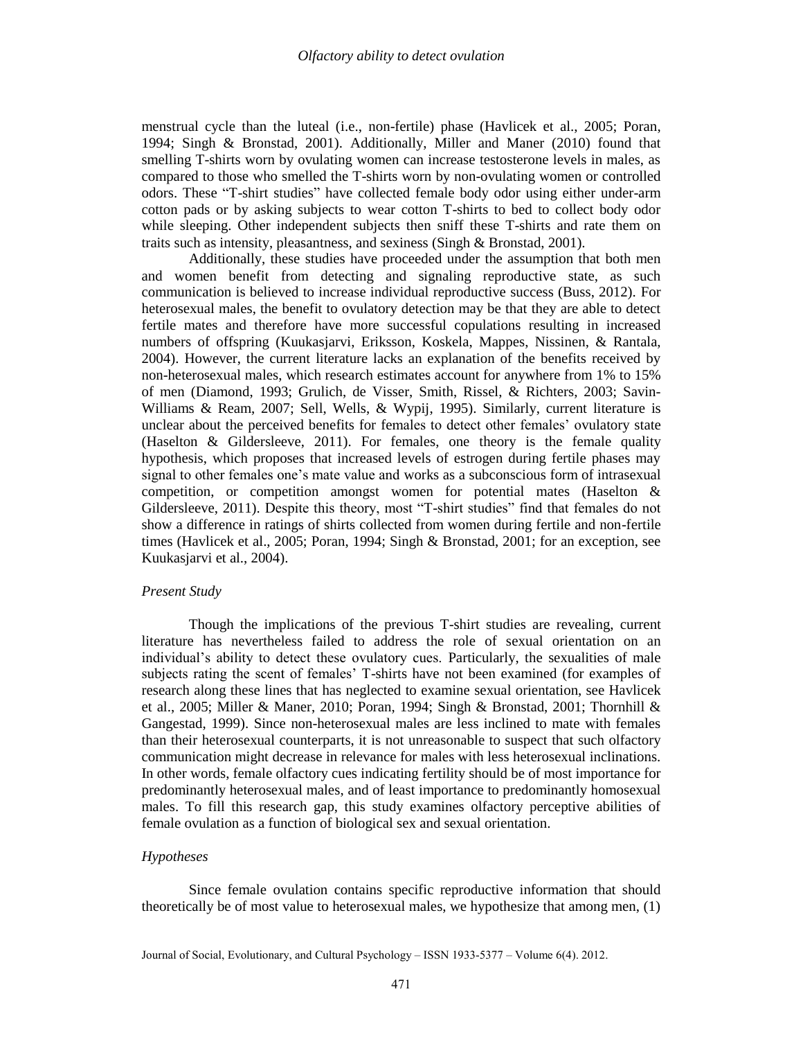menstrual cycle than the luteal (i.e., non-fertile) phase (Havlicek et al., 2005; Poran, 1994; Singh & Bronstad, 2001). Additionally, Miller and Maner (2010) found that smelling T-shirts worn by ovulating women can increase testosterone levels in males, as compared to those who smelled the T-shirts worn by non-ovulating women or controlled odors. These "T-shirt studies" have collected female body odor using either under-arm cotton pads or by asking subjects to wear cotton T-shirts to bed to collect body odor while sleeping. Other independent subjects then sniff these T-shirts and rate them on traits such as intensity, pleasantness, and sexiness (Singh & Bronstad, 2001).

Additionally, these studies have proceeded under the assumption that both men and women benefit from detecting and signaling reproductive state, as such communication is believed to increase individual reproductive success (Buss, 2012). For heterosexual males, the benefit to ovulatory detection may be that they are able to detect fertile mates and therefore have more successful copulations resulting in increased numbers of offspring (Kuukasjarvi, Eriksson, Koskela, Mappes, Nissinen, & Rantala, 2004). However, the current literature lacks an explanation of the benefits received by non-heterosexual males, which research estimates account for anywhere from 1% to 15% of men (Diamond, 1993; Grulich, de Visser, Smith, Rissel, & Richters, 2003; Savin-Williams & Ream, 2007; Sell, Wells, & Wypij, 1995). Similarly, current literature is unclear about the perceived benefits for females to detect other females' ovulatory state (Haselton & Gildersleeve, 2011). For females, one theory is the female quality hypothesis, which proposes that increased levels of estrogen during fertile phases may signal to other females one's mate value and works as a subconscious form of intrasexual competition, or competition amongst women for potential mates (Haselton & Gildersleeve, 2011). Despite this theory, most "T-shirt studies" find that females do not show a difference in ratings of shirts collected from women during fertile and non-fertile times (Havlicek et al., 2005; Poran, 1994; Singh & Bronstad, 2001; for an exception, see Kuukasjarvi et al., 2004).

### *Present Study*

Though the implications of the previous T-shirt studies are revealing, current literature has nevertheless failed to address the role of sexual orientation on an individual's ability to detect these ovulatory cues. Particularly, the sexualities of male subjects rating the scent of females' T-shirts have not been examined (for examples of research along these lines that has neglected to examine sexual orientation, see Havlicek et al., 2005; Miller & Maner, 2010; Poran, 1994; Singh & Bronstad, 2001; Thornhill & Gangestad, 1999). Since non-heterosexual males are less inclined to mate with females than their heterosexual counterparts, it is not unreasonable to suspect that such olfactory communication might decrease in relevance for males with less heterosexual inclinations. In other words, female olfactory cues indicating fertility should be of most importance for predominantly heterosexual males, and of least importance to predominantly homosexual males. To fill this research gap, this study examines olfactory perceptive abilities of female ovulation as a function of biological sex and sexual orientation.

### *Hypotheses*

Since female ovulation contains specific reproductive information that should theoretically be of most value to heterosexual males, we hypothesize that among men, (1)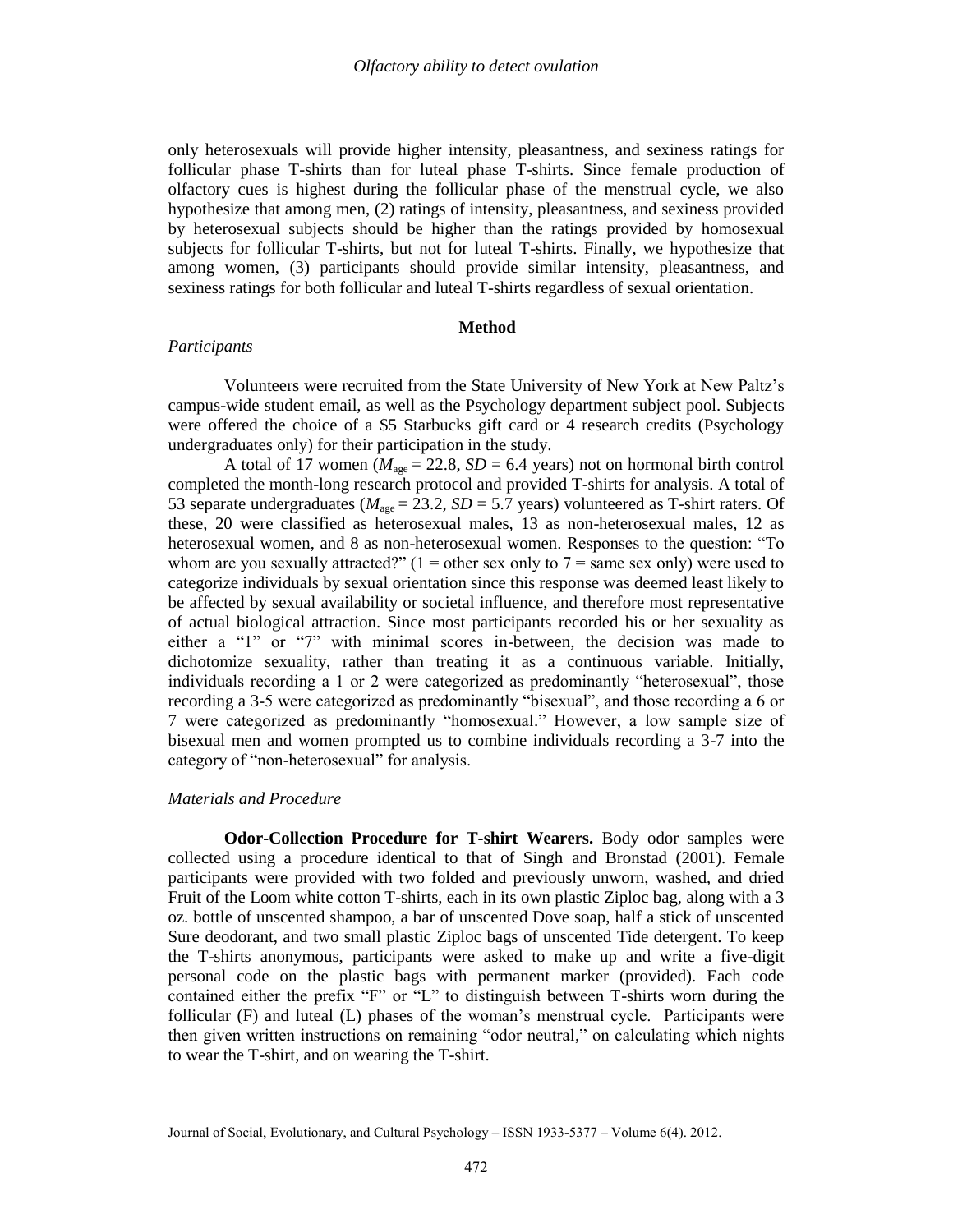only heterosexuals will provide higher intensity, pleasantness, and sexiness ratings for follicular phase T-shirts than for luteal phase T-shirts. Since female production of olfactory cues is highest during the follicular phase of the menstrual cycle, we also hypothesize that among men, (2) ratings of intensity, pleasantness, and sexiness provided by heterosexual subjects should be higher than the ratings provided by homosexual subjects for follicular T-shirts, but not for luteal T-shirts. Finally, we hypothesize that among women, (3) participants should provide similar intensity, pleasantness, and sexiness ratings for both follicular and luteal T-shirts regardless of sexual orientation.

## Method

### *Participants*

Volunteers were recruited from the State University of New York at New Paltz's campus-wide student email, as well as the Psychology department subject pool. Subjects were offered the choice of a \$5 Starbucks gift card or 4 research credits (Psychology undergraduates only) for their participation in the study.

A total of 17 women ($M_{\text{age}} = 22.8$, $SD = 6.4$ years) not on hormonal birth control completed the month-long research protocol and provided T-shirts for analysis. A total of 53 separate undergraduates ($M_{\text{age}} = 23.2$, $SD = 5.7$ years) volunteered as T-shirt raters. Of these, 20 were classified as heterosexual males, 13 as non-heterosexual males, 12 as heterosexual women, and 8 as non-heterosexual women. Responses to the question: "To whom are you sexually attracted?" (1 = other sex only to 7 = same sex only) were used to categorize individuals by sexual orientation since this response was deemed least likely to be affected by sexual availability or societal influence, and therefore most representative of actual biological attraction. Since most participants recorded his or her sexuality as either a "1" or "7" with minimal scores in-between, the decision was made to dichotomize sexuality, rather than treating it as a continuous variable. Initially, individuals recording a 1 or 2 were categorized as predominantly "heterosexual", those recording a 3-5 were categorized as predominantly "bisexual", and those recording a 6 or 7 were categorized as predominantly "homosexual." However, a low sample size of bisexual men and women prompted us to combine individuals recording a 3-7 into the category of "non-heterosexual" for analysis.

### *Materials and Procedure*

**Odor-Collection Procedure for T-shirt Wearers.** Body odor samples were collected using a procedure identical to that of Singh and Bronstad (2001). Female participants were provided with two folded and previously unworn, washed, and dried Fruit of the Loom white cotton T-shirts, each in its own plastic Ziploc bag, along with a 3 oz. bottle of unscented shampoo, a bar of unscented Dove soap, half a stick of unscented Sure deodorant, and two small plastic Ziploc bags of unscented Tide detergent. To keep the T-shirts anonymous, participants were asked to make up and write a five-digit personal code on the plastic bags with permanent marker (provided). Each code contained either the prefix "F" or "L" to distinguish between T-shirts worn during the follicular (F) and luteal (L) phases of the woman's menstrual cycle. Participants were then given written instructions on remaining "odor neutral," on calculating which nights to wear the T-shirt, and on wearing the T-shirt.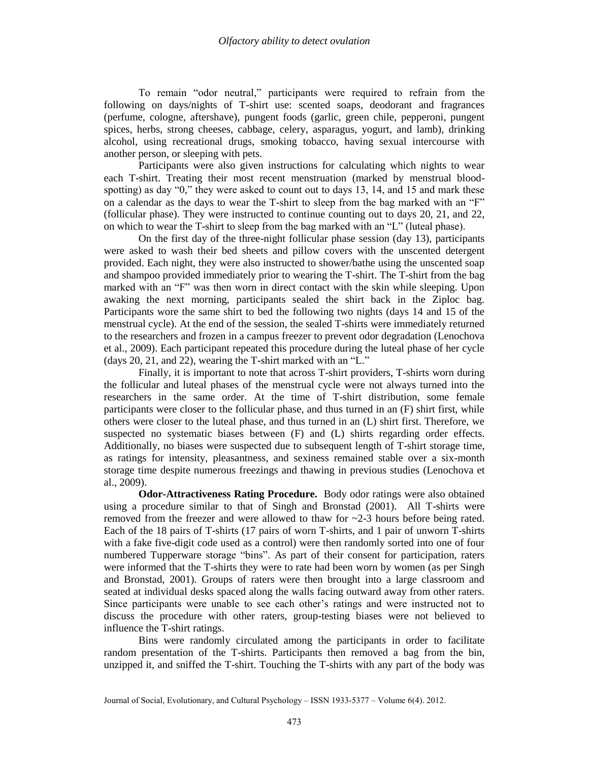To remain "odor neutral," participants were required to refrain from the following on days/nights of T-shirt use: scented soaps, deodorant and fragrances (perfume, cologne, aftershave), pungent foods (garlic, green chile, pepperoni, pungent spices, herbs, strong cheeses, cabbage, celery, asparagus, yogurt, and lamb), drinking alcohol, using recreational drugs, smoking tobacco, having sexual intercourse with another person, or sleeping with pets.

Participants were also given instructions for calculating which nights to wear each T-shirt. Treating their most recent menstruation (marked by menstrual blood-spotting) as day "0," they were asked to count out to days 13, 14, and 15 and mark these on a calendar as the days to wear the T-shirt to sleep from the bag marked with an "F" (follicular phase). They were instructed to continue counting out to days 20, 21, and 22, on which to wear the T-shirt to sleep from the bag marked with an "L" (luteal phase).

On the first day of the three-night follicular phase session (day 13), participants were asked to wash their bed sheets and pillow covers with the unscented detergent provided. Each night, they were also instructed to shower/bathe using the unscented soap and shampoo provided immediately prior to wearing the T-shirt. The T-shirt from the bag marked with an "F" was then worn in direct contact with the skin while sleeping. Upon awaking the next morning, participants sealed the shirt back in the Ziploc bag. Participants wore the same shirt to bed the following two nights (days 14 and 15 of the menstrual cycle). At the end of the session, the sealed T-shirts were immediately returned to the researchers and frozen in a campus freezer to prevent odor degradation (Lenochova et al., 2009). Each participant repeated this procedure during the luteal phase of her cycle (days 20, 21, and 22), wearing the T-shirt marked with an "L."

Finally, it is important to note that across T-shirt providers, T-shirts worn during the follicular and luteal phases of the menstrual cycle were not always turned into the researchers in the same order. At the time of T-shirt distribution, some female participants were closer to the follicular phase, and thus turned in an (F) shirt first, while others were closer to the luteal phase, and thus turned in an (L) shirt first. Therefore, we suspected no systematic biases between (F) and (L) shirts regarding order effects. Additionally, no biases were suspected due to subsequent length of T-shirt storage time, as ratings for intensity, pleasantness, and sexiness remained stable over a six-month storage time despite numerous freezings and thawing in previous studies (Lenochova et al., 2009).

**Odor-Attractiveness Rating Procedure.** Body odor ratings were also obtained using a procedure similar to that of Singh and Bronstad (2001). All T-shirts were removed from the freezer and were allowed to thaw for ~2-3 hours before being rated. Each of the 18 pairs of T-shirts (17 pairs of worn T-shirts, and 1 pair of unworn T-shirts with a fake five-digit code used as a control) were then randomly sorted into one of four numbered Tupperware storage "bins". As part of their consent for participation, raters were informed that the T-shirts they were to rate had been worn by women (as per Singh and Bronstad, 2001). Groups of raters were then brought into a large classroom and seated at individual desks spaced along the walls facing outward away from other raters. Since participants were unable to see each other's ratings and were instructed not to discuss the procedure with other raters, group-testing biases were not believed to influence the T-shirt ratings.

Bins were randomly circulated among the participants in order to facilitate random presentation of the T-shirts. Participants then removed a bag from the bin, unzipped it, and sniffed the T-shirt. Touching the T-shirts with any part of the body was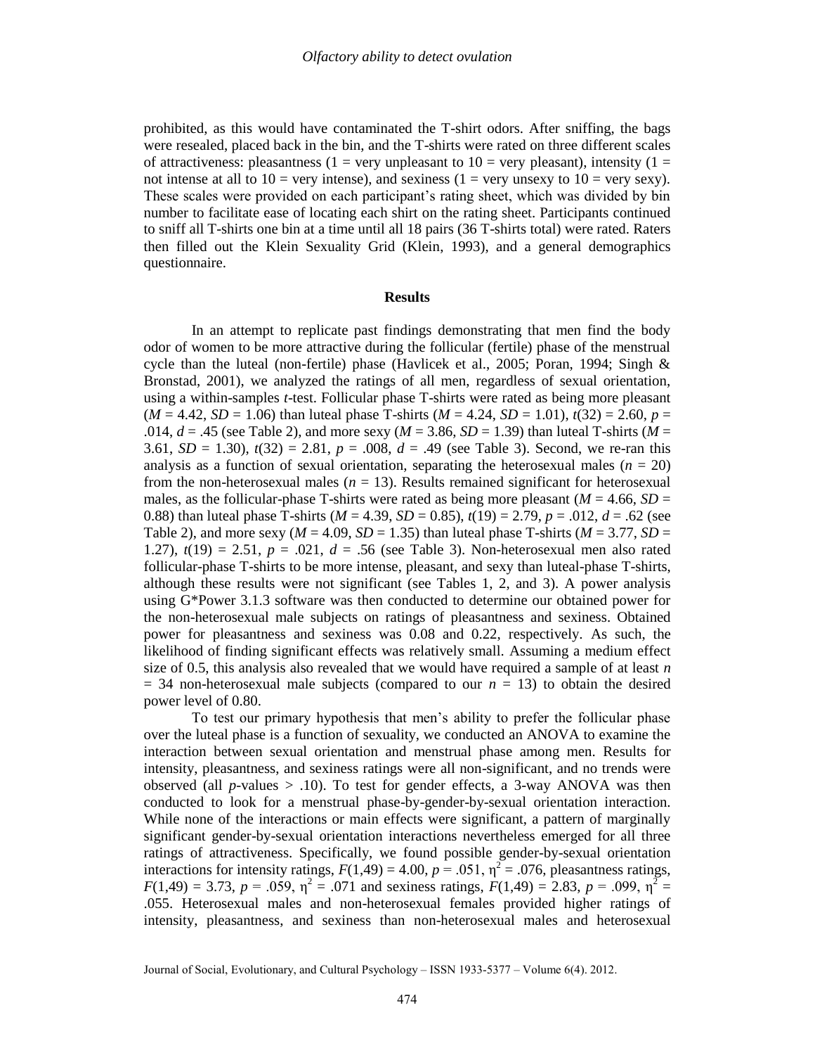prohibited, as this would have contaminated the T-shirt odors. After sniffing, the bags were resealed, placed back in the bin, and the T-shirts were rated on three different scales of attractiveness: pleasantness (1 = very unpleasant to 10 = very pleasant), intensity (1 = not intense at all to 10 = very intense), and sexiness (1 = very unsexy to 10 = very sexy). These scales were provided on each participant's rating sheet, which was divided by bin number to facilitate ease of locating each shirt on the rating sheet. Participants continued to sniff all T-shirts one bin at a time until all 18 pairs (36 T-shirts total) were rated. Raters then filled out the Klein Sexuality Grid (Klein, 1993), and a general demographics questionnaire.

## Results

In an attempt to replicate past findings demonstrating that men find the body odor of women to be more attractive during the follicular (fertile) phase of the menstrual cycle than the luteal (non-fertile) phase (Havlicek et al., 2005; Poran, 1994; Singh & Bronstad, 2001), we analyzed the ratings of all men, regardless of sexual orientation, using a within-samples *t*-test. Follicular phase T-shirts were rated as being more pleasant ($M$ = 4.42, $SD$ = 1.06) than luteal phase T-shirts ($M$ = 4.24, $SD$ = 1.01), $t(32) = 2.60$, $p$ = .014, $d$ = .45 (see Table 2), and more sexy ($M$ = 3.86, $SD$ = 1.39) than luteal T-shirts ($M$ = 3.61, $SD$ = 1.30), $t(32) = 2.81$, $p$ = .008, $d$ = .49 (see Table 3). Second, we re-ran this analysis as a function of sexual orientation, separating the heterosexual males ($n$ = 20) from the non-heterosexual males ($n$ = 13). Results remained significant for heterosexual males, as the follicular-phase T-shirts were rated as being more pleasant ($M$ = 4.66, $SD$ = 0.88) than luteal phase T-shirts ($M$ = 4.39, $SD$ = 0.85), $t(19) = 2.79$, $p$ = .012, $d$ = .62 (see Table 2), and more sexy ($M$ = 4.09, $SD$ = 1.35) than luteal phase T-shirts ($M$ = 3.77, $SD$ = 1.27), $t(19) = 2.51$, $p$ = .021, $d$ = .56 (see Table 3). Non-heterosexual men also rated follicular-phase T-shirts to be more intense, pleasant, and sexy than luteal-phase T-shirts, although these results were not significant (see Tables 1, 2, and 3). A power analysis using G*Power 3.1.3 software was then conducted to determine our obtained power for the non-heterosexual male subjects on ratings of pleasantness and sexiness. Obtained power for pleasantness and sexiness was 0.08 and 0.22, respectively. As such, the likelihood of finding significant effects was relatively small. Assuming a medium effect size of 0.5, this analysis also revealed that we would have required a sample of at least $n$ = 34 non-heterosexual male subjects (compared to our $n$ = 13) to obtain the desired power level of 0.80.

To test our primary hypothesis that men's ability to prefer the follicular phase over the luteal phase is a function of sexuality, we conducted an ANOVA to examine the interaction between sexual orientation and menstrual phase among men. Results for intensity, pleasantness, and sexiness ratings were all non-significant, and no trends were observed (all $p$-values > .10). To test for gender effects, a 3-way ANOVA was then conducted to look for a menstrual phase-by-gender-by-sexual orientation interaction. While none of the interactions or main effects were significant, a pattern of marginally significant gender-by-sexual orientation interactions nevertheless emerged for all three ratings of attractiveness. Specifically, we found possible gender-by-sexual orientation interactions for intensity ratings, $F(1,49) = 4.00$, $p$ = .051, $\eta^2$ = .076, pleasantness ratings, $F(1,49) = 3.73$, $p$ = .059, $\eta^2$ = .071 and sexiness ratings, $F(1,49) = 2.83$, $p$ = .099, $\eta^2$ = .055. Heterosexual males and non-heterosexual females provided higher ratings of intensity, pleasantness, and sexiness than non-heterosexual males and heterosexual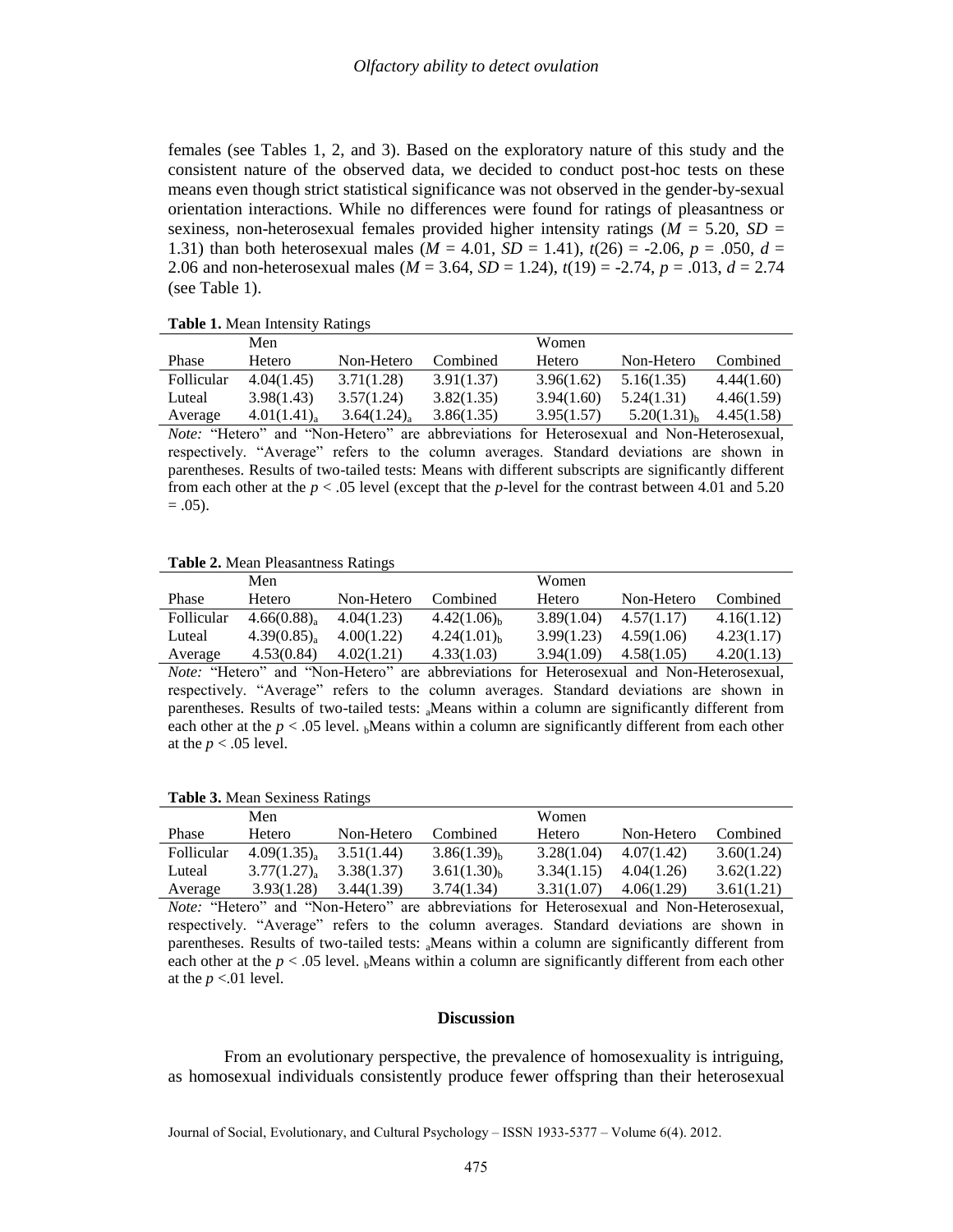females (see Tables 1, 2, and 3). Based on the exploratory nature of this study and the consistent nature of the observed data, we decided to conduct post-hoc tests on these means even though strict statistical significance was not observed in the gender-by-sexual orientation interactions. While no differences were found for ratings of pleasantness or sexiness, non-heterosexual females provided higher intensity ratings ($M$ = 5.20, $SD$ = 1.31) than both heterosexual males ($M$ = 4.01, $SD$ = 1.41), $t(26) = -2.06$, $p = .050$, $d$ = 2.06 and non-heterosexual males ($M$ = 3.64, $SD$ = 1.24), $t(19) = -2.74$, $p = .013$, $d$ = 2.74 (see Table 1).

**Table 1.** Mean Intensity Ratings

| | Men | | | Women | | |
|---|---|---|---|---|---|---|
| Phase | Hetero | Non-Hetero | Combined | Hetero | Non-Hetero | Combined |
| Follicular | 4.04(1.45) | 3.71(1.28) | 3.91(1.37) | 3.96(1.62) | 5.16(1.35) | 4.44(1.60) |
| Luteal | 3.98(1.43) | 3.57(1.24) | 3.82(1.35) | 3.94(1.60) | 5.24(1.31) | 4.46(1.59) |
| Average | $4.01(1.41)_a$ | $3.64(1.24)_a$ | 3.86(1.35) | 3.95(1.57) | $5.20(1.31)_b$ | 4.45(1.58) |

*Note:* "Hetero" and "Non-Hetero" are abbreviations for Heterosexual and Non-Heterosexual, respectively. "Average" refers to the column averages. Standard deviations are shown in parentheses. Results of two-tailed tests: Means with different subscripts are significantly different from each other at the $p < .05$ level (except that the $p$-level for the contrast between 4.01 and 5.20 = .05).

**Table 2.** Mean Pleasantness Ratings

| | Men | | | Women | | |
|---|---|---|---|---|---|---|
| Phase | Hetero | Non-Hetero | Combined | Hetero | Non-Hetero | Combined |
| Follicular | $4.66(0.88)_a$ | 4.04(1.23) | $4.42(1.06)_b$ | 3.89(1.04) | 4.57(1.17) | 4.16(1.12) |
| Luteal | $4.39(0.85)_a$ | 4.00(1.22) | $4.24(1.01)_b$ | 3.99(1.23) | 4.59(1.06) | 4.23(1.17) |
| Average | 4.53(0.84) | 4.02(1.21) | 4.33(1.03) | 3.94(1.09) | 4.58(1.05) | 4.20(1.13) |

*Note:* "Hetero" and "Non-Hetero" are abbreviations for Heterosexual and Non-Heterosexual, respectively. "Average" refers to the column averages. Standard deviations are shown in parentheses. Results of two-tailed tests: $_a$Means within a column are significantly different from each other at the $p < .05$ level. $_b$Means within a column are significantly different from each other at the $p < .05$ level.

**Table 3.** Mean Sexiness Ratings

| | Men | | | Women | | |
|---|---|---|---|---|---|---|
| Phase | Hetero | Non-Hetero | Combined | Hetero | Non-Hetero | Combined |
| Follicular | $4.09(1.35)_a$ | 3.51(1.44) | $3.86(1.39)_b$ | 3.28(1.04) | 4.07(1.42) | 3.60(1.24) |
| Luteal | $3.77(1.27)_a$ | 3.38(1.37) | $3.61(1.30)_b$ | 3.34(1.15) | 4.04(1.26) | 3.62(1.22) |
| Average | 3.93(1.28) | 3.44(1.39) | 3.74(1.34) | 3.31(1.07) | 4.06(1.29) | 3.61(1.21) |

*Note:* "Hetero" and "Non-Hetero" are abbreviations for Heterosexual and Non-Heterosexual, respectively. "Average" refers to the column averages. Standard deviations are shown in parentheses. Results of two-tailed tests: $_a$Means within a column are significantly different from each other at the $p < .05$ level. $_b$Means within a column are significantly different from each other at the $p < .01$ level.

## Discussion

From an evolutionary perspective, the prevalence of homosexuality is intriguing, as homosexual individuals consistently produce fewer offspring than their heterosexual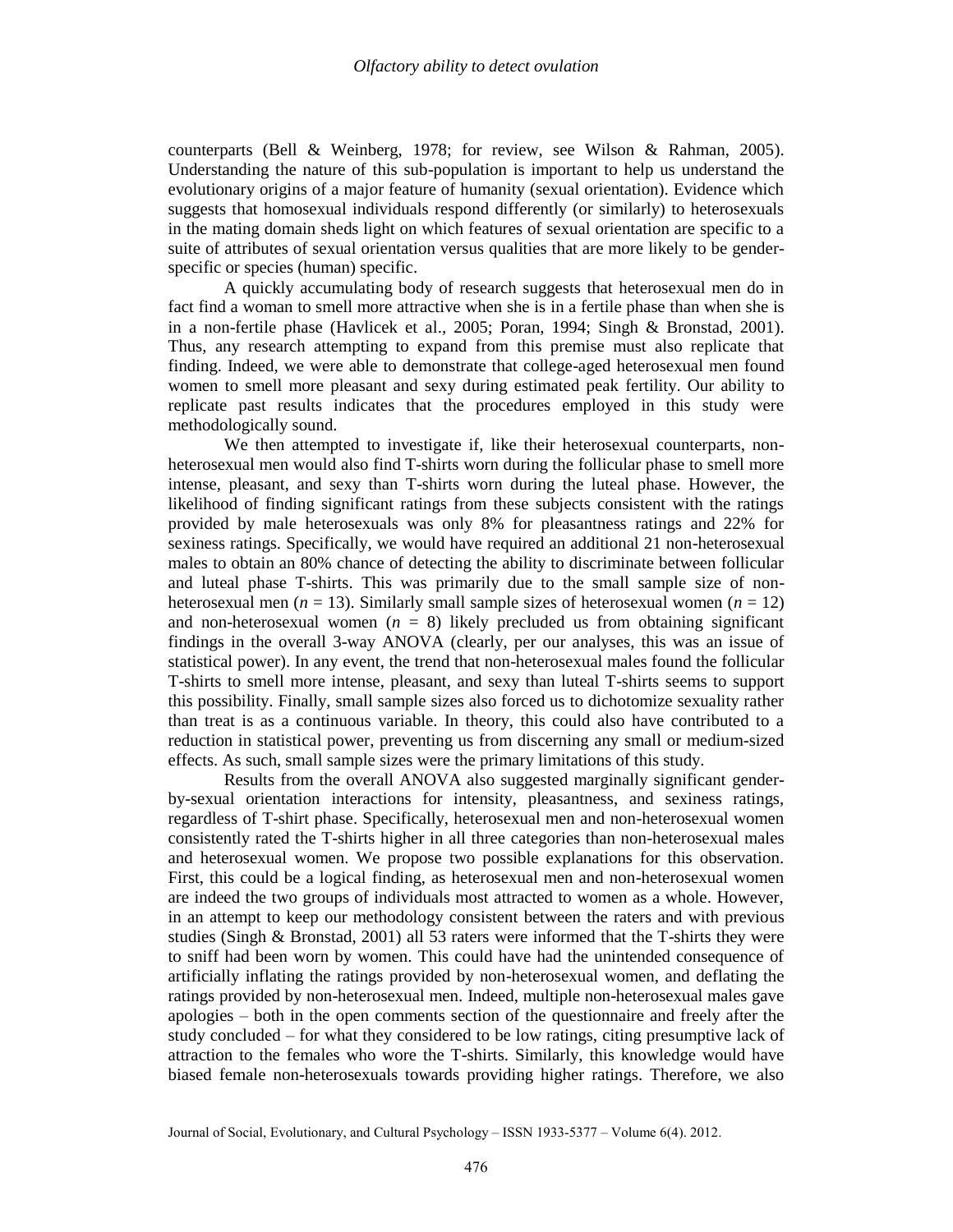counterparts (Bell & Weinberg, 1978; for review, see Wilson & Rahman, 2005). Understanding the nature of this sub-population is important to help us understand the evolutionary origins of a major feature of humanity (sexual orientation). Evidence which suggests that homosexual individuals respond differently (or similarly) to heterosexuals in the mating domain sheds light on which features of sexual orientation are specific to a suite of attributes of sexual orientation versus qualities that are more likely to be gender-specific or species (human) specific.

A quickly accumulating body of research suggests that heterosexual men do in fact find a woman to smell more attractive when she is in a fertile phase than when she is in a non-fertile phase (Havlicek et al., 2005; Poran, 1994; Singh & Bronstad, 2001). Thus, any research attempting to expand from this premise must also replicate that finding. Indeed, we were able to demonstrate that college-aged heterosexual men found women to smell more pleasant and sexy during estimated peak fertility. Our ability to replicate past results indicates that the procedures employed in this study were methodologically sound.

We then attempted to investigate if, like their heterosexual counterparts, non-heterosexual men would also find T-shirts worn during the follicular phase to smell more intense, pleasant, and sexy than T-shirts worn during the luteal phase. However, the likelihood of finding significant ratings from these subjects consistent with the ratings provided by male heterosexuals was only 8% for pleasantness ratings and 22% for sexiness ratings. Specifically, we would have required an additional 21 non-heterosexual males to obtain an 80% chance of detecting the ability to discriminate between follicular and luteal phase T-shirts. This was primarily due to the small sample size of non-heterosexual men ($n$ = 13). Similarly small sample sizes of heterosexual women ($n$ = 12) and non-heterosexual women ($n$ = 8) likely precluded us from obtaining significant findings in the overall 3-way ANOVA (clearly, per our analyses, this was an issue of statistical power). In any event, the trend that non-heterosexual males found the follicular T-shirts to smell more intense, pleasant, and sexy than luteal T-shirts seems to support this possibility. Finally, small sample sizes also forced us to dichotomize sexuality rather than treat is as a continuous variable. In theory, this could also have contributed to a reduction in statistical power, preventing us from discerning any small or medium-sized effects. As such, small sample sizes were the primary limitations of this study.

Results from the overall ANOVA also suggested marginally significant gender-by-sexual orientation interactions for intensity, pleasantness, and sexiness ratings, regardless of T-shirt phase. Specifically, heterosexual men and non-heterosexual women consistently rated the T-shirts higher in all three categories than non-heterosexual males and heterosexual women. We propose two possible explanations for this observation. First, this could be a logical finding, as heterosexual men and non-heterosexual women are indeed the two groups of individuals most attracted to women as a whole. However, in an attempt to keep our methodology consistent between the raters and with previous studies (Singh & Bronstad, 2001) all 53 raters were informed that the T-shirts they were to sniff had been worn by women. This could have had the unintended consequence of artificially inflating the ratings provided by non-heterosexual women, and deflating the ratings provided by non-heterosexual men. Indeed, multiple non-heterosexual males gave apologies – both in the open comments section of the questionnaire and freely after the study concluded – for what they considered to be low ratings, citing presumptive lack of attraction to the females who wore the T-shirts. Similarly, this knowledge would have biased female non-heterosexuals towards providing higher ratings. Therefore, we also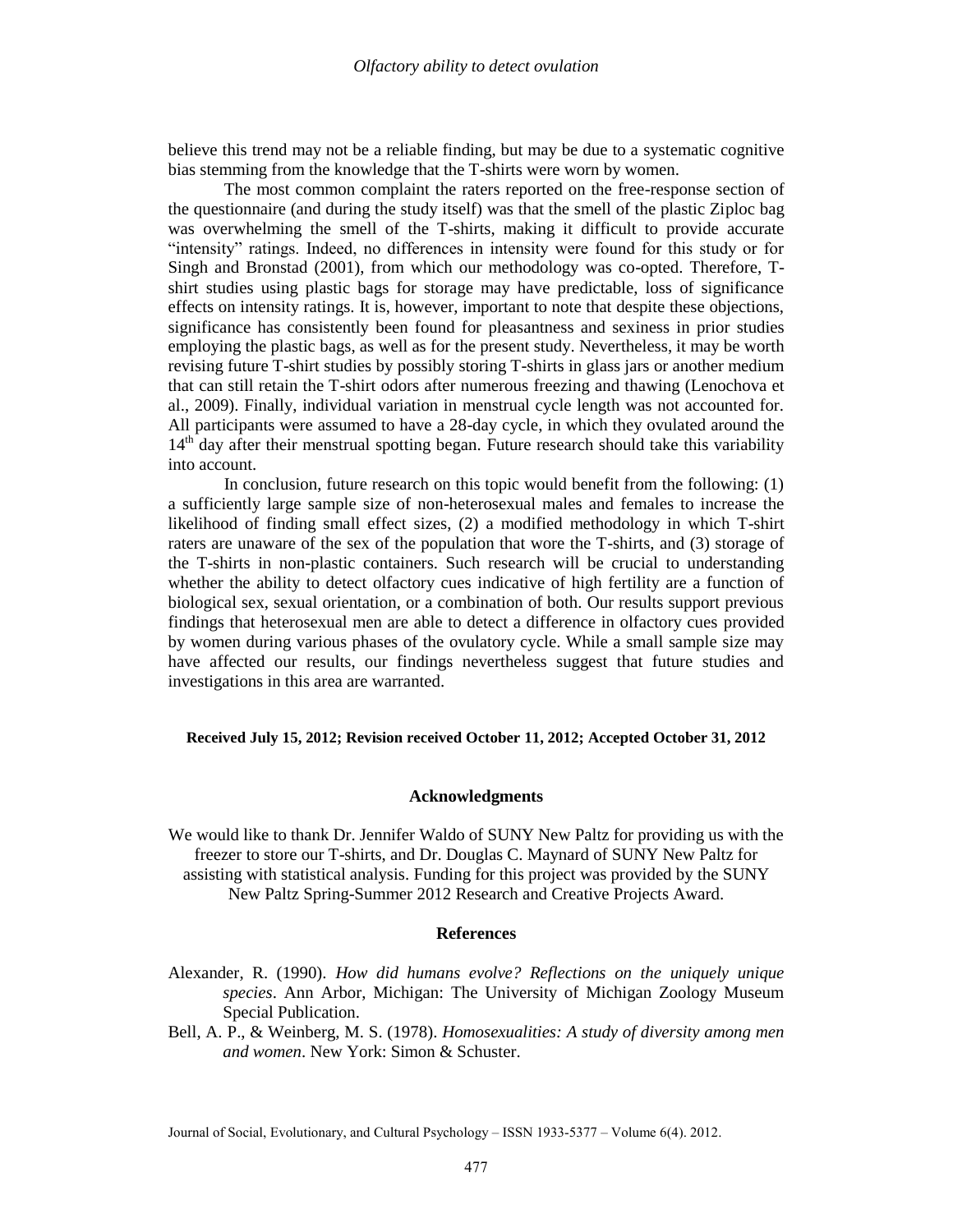believe this trend may not be a reliable finding, but may be due to a systematic cognitive bias stemming from the knowledge that the T-shirts were worn by women.

The most common complaint the raters reported on the free-response section of the questionnaire (and during the study itself) was that the smell of the plastic Ziploc bag was overwhelming the smell of the T-shirts, making it difficult to provide accurate "intensity" ratings. Indeed, no differences in intensity were found for this study or for Singh and Bronstad (2001), from which our methodology was co-opted. Therefore, T-shirt studies using plastic bags for storage may have predictable, loss of significance effects on intensity ratings. It is, however, important to note that despite these objections, significance has consistently been found for pleasantness and sexiness in prior studies employing the plastic bags, as well as for the present study. Nevertheless, it may be worth revising future T-shirt studies by possibly storing T-shirts in glass jars or another medium that can still retain the T-shirt odors after numerous freezing and thawing (Lenochova et al., 2009). Finally, individual variation in menstrual cycle length was not accounted for. All participants were assumed to have a 28-day cycle, in which they ovulated around the 14th day after their menstrual spotting began. Future research should take this variability into account.

In conclusion, future research on this topic would benefit from the following: (1) a sufficiently large sample size of non-heterosexual males and females to increase the likelihood of finding small effect sizes, (2) a modified methodology in which T-shirt raters are unaware of the sex of the population that wore the T-shirts, and (3) storage of the T-shirts in non-plastic containers. Such research will be crucial to understanding whether the ability to detect olfactory cues indicative of high fertility are a function of biological sex, sexual orientation, or a combination of both. Our results support previous findings that heterosexual men are able to detect a difference in olfactory cues provided by women during various phases of the ovulatory cycle. While a small sample size may have affected our results, our findings nevertheless suggest that future studies and investigations in this area are warranted.

**Received July 15, 2012; Revision received October 11, 2012; Accepted October 31, 2012**

## Acknowledgments

We would like to thank Dr. Jennifer Waldo of SUNY New Paltz for providing us with the freezer to store our T-shirts, and Dr. Douglas C. Maynard of SUNY New Paltz for assisting with statistical analysis. Funding for this project was provided by the SUNY New Paltz Spring-Summer 2012 Research and Creative Projects Award.

## References

Alexander, R. (1990). *How did humans evolve? Reflections on the uniquely unique species*. Ann Arbor, Michigan: The University of Michigan Zoology Museum Special Publication.

Bell, A. P., & Weinberg, M. S. (1978). *Homosexualities: A study of diversity among men and women*. New York: Simon & Schuster.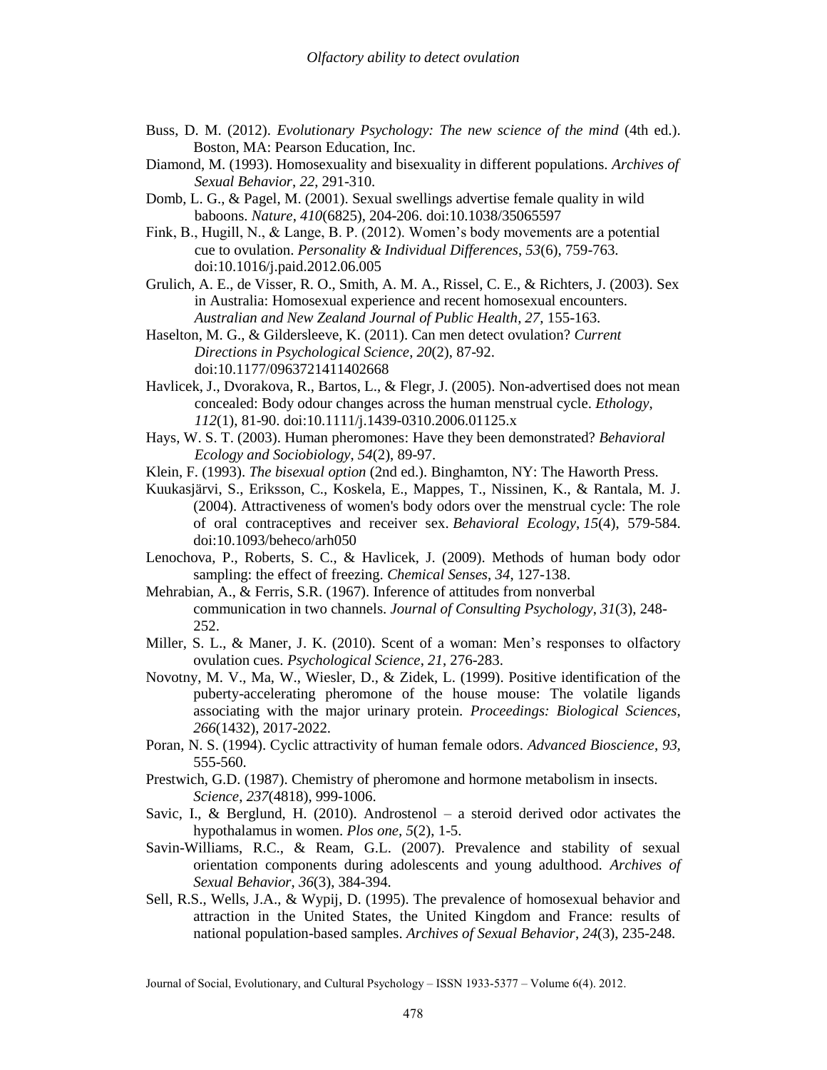Buss, D. M. (2012). *Evolutionary Psychology: The new science of the mind* (4th ed.). Boston, MA: Pearson Education, Inc.

Diamond, M. (1993). Homosexuality and bisexuality in different populations. *Archives of Sexual Behavior*, *22*, 291-310.

Domb, L. G., & Pagel, M. (2001). Sexual swellings advertise female quality in wild baboons. *Nature*, *410*(6825), 204-206. doi:10.1038/35065597

Fink, B., Hugill, N., & Lange, B. P. (2012). Women's body movements are a potential cue to ovulation. *Personality & Individual Differences*, *53*(6), 759-763. doi:10.1016/j.paid.2012.06.005

Grulich, A. E., de Visser, R. O., Smith, A. M. A., Rissel, C. E., & Richters, J. (2003). Sex in Australia: Homosexual experience and recent homosexual encounters. *Australian and New Zealand Journal of Public Health*, *27*, 155-163.

Haselton, M. G., & Gildersleeve, K. (2011). Can men detect ovulation? *Current Directions in Psychological Science*, *20*(2), 87-92. doi:10.1177/0963721411402668

Havlicek, J., Dvorakova, R., Bartos, L., & Flegr, J. (2005). Non-advertised does not mean concealed: Body odour changes across the human menstrual cycle. *Ethology*, *112*(1), 81-90. doi:10.1111/j.1439-0310.2006.01125.x

Hays, W. S. T. (2003). Human pheromones: Have they been demonstrated? *Behavioral Ecology and Sociobiology*, *54*(2), 89-97.

Klein, F. (1993). *The bisexual option* (2nd ed.). Binghamton, NY: The Haworth Press.

Kuukasjärvi, S., Eriksson, C., Koskela, E., Mappes, T., Nissinen, K., & Rantala, M. J. (2004). Attractiveness of women's body odors over the menstrual cycle: The role of oral contraceptives and receiver sex. *Behavioral Ecology*, *15*(4), 579-584. doi:10.1093/beheco/arh050

Lenochova, P., Roberts, S. C., & Havlicek, J. (2009). Methods of human body odor sampling: the effect of freezing. *Chemical Senses*, *34*, 127-138.

Mehrabian, A., & Ferris, S.R. (1967). Inference of attitudes from nonverbal communication in two channels. *Journal of Consulting Psychology*, *31*(3), 248-252.

Miller, S. L., & Maner, J. K. (2010). Scent of a woman: Men's responses to olfactory ovulation cues. *Psychological Science*, *21*, 276-283.

Novotny, M. V., Ma, W., Wiesler, D., & Zidek, L. (1999). Positive identification of the puberty-accelerating pheromone of the house mouse: The volatile ligands associating with the major urinary protein. *Proceedings: Biological Sciences*, *266*(1432), 2017-2022.

Poran, N. S. (1994). Cyclic attractivity of human female odors. *Advanced Bioscience*, *93*, 555-560.

Prestwich, G.D. (1987). Chemistry of pheromone and hormone metabolism in insects. *Science*, *237*(4818), 999-1006.

Savic, I., & Berglund, H. (2010). Androstenol – a steroid derived odor activates the hypothalamus in women. *Plos one*, *5*(2), 1-5.

Savin-Williams, R.C., & Ream, G.L. (2007). Prevalence and stability of sexual orientation components during adolescents and young adulthood. *Archives of Sexual Behavior*, *36*(3), 384-394.

Sell, R.S., Wells, J.A., & Wypij, D. (1995). The prevalence of homosexual behavior and attraction in the United States, the United Kingdom and France: results of national population-based samples. *Archives of Sexual Behavior*, *24*(3), 235-248.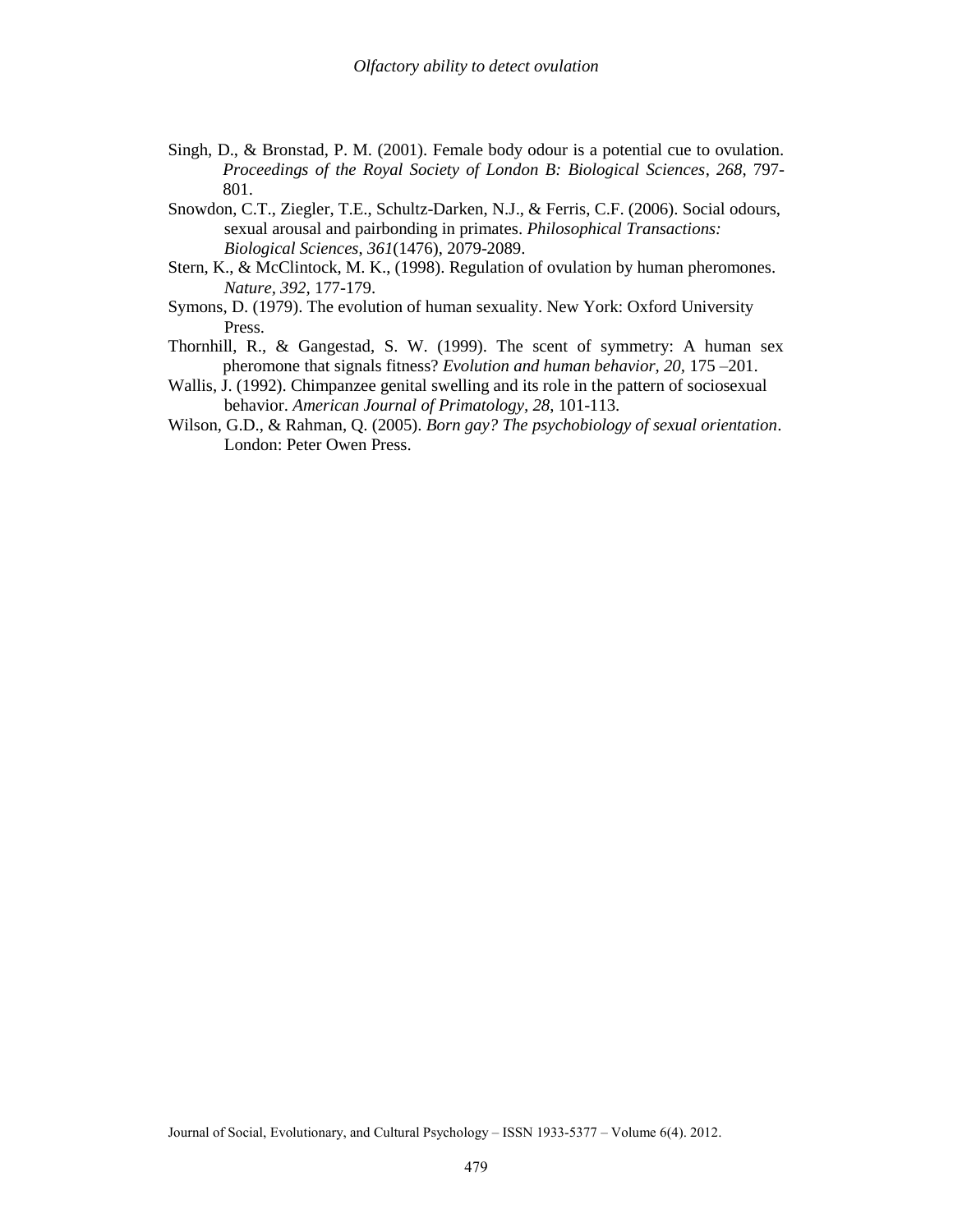Singh, D., & Bronstad, P. M. (2001). Female body odour is a potential cue to ovulation. *Proceedings of the Royal Society of London B: Biological Sciences*, *268*, 797-801.

Snowdon, C.T., Ziegler, T.E., Schultz-Darken, N.J., & Ferris, C.F. (2006). Social odours, sexual arousal and pairbonding in primates. *Philosophical Transactions: Biological Sciences, 361*(1476), 2079-2089.

Stern, K., & McClintock, M. K., (1998). Regulation of ovulation by human pheromones. *Nature, 392,* 177-179.

Symons, D. (1979). The evolution of human sexuality. New York: Oxford University Press.

Thornhill, R., & Gangestad, S. W. (1999). The scent of symmetry: A human sex pheromone that signals fitness? *Evolution and human behavior, 20,* 175 –201.

Wallis, J. (1992). Chimpanzee genital swelling and its role in the pattern of sociosexual behavior. *American Journal of Primatology, 28*, 101-113.

Wilson, G.D., & Rahman, Q. (2005). *Born gay? The psychobiology of sexual orientation*. London: Peter Owen Press.